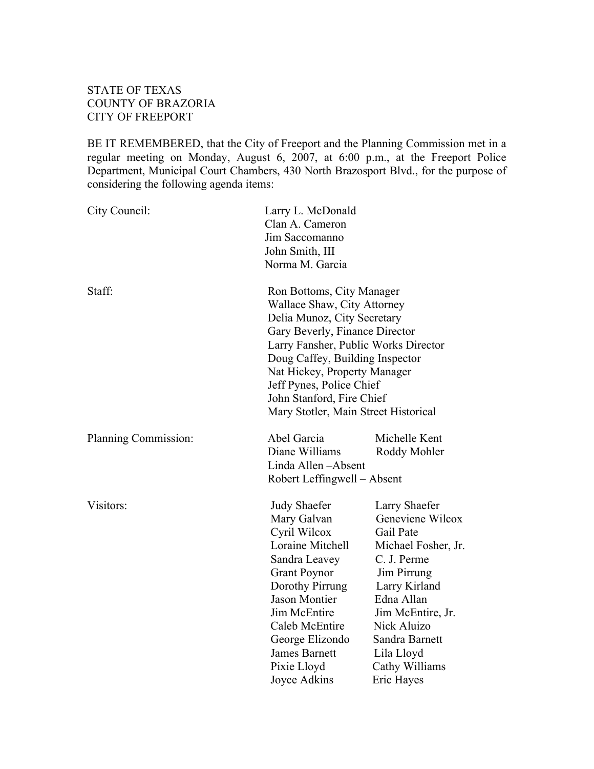STATE OF TEXAS
COUNTY OF BRAZORIA
CITY OF FREEPORT

BE IT REMEMBERED, that the City of Freeport and the Planning Commission met in a regular meeting on Monday, August 6, 2007, at 6:00 p.m., at the Freeport Police Department, Municipal Court Chambers, 430 North Brazosport Blvd., for the purpose of considering the following agenda items:

City Council:

- Larry L. McDonald
- Clan A. Cameron
- Jim Saccomanno
- John Smith, III
- Norma M. Garcia

Staff:

- Ron Bottoms, City Manager
- Wallace Shaw, City Attorney
- Delia Munoz, City Secretary
- Gary Beverly, Finance Director
- Larry Fansher, Public Works Director
- Doug Caffey, Building Inspector
- Nat Hickey, Property Manager
- Jeff Pynes, Police Chief
- John Stanford, Fire Chief
- Mary Stotler, Main Street Historical

Planning Commission:

- Abel Garcia
- Michelle Kent
- Diane Williams
- Roddy Mohler
- Linda Allen –Absent
- Robert Leffingwell – Absent

Visitors:

| | |
|---|---|
| Judy Shaefer | Larry Shaefer |
| Mary Galvan | Geneviene Wilcox |
| Cyril Wilcox | Gail Pate |
| Loraine Mitchell | Michael Fosher, Jr. |
| Sandra Leavey | C. J. Perme |
| Grant Poynor | Jim Pirrung |
| Dorothy Pirrung | Larry Kirland |
| Jason Montier | Edna Allan |
| Jim McEntire | Jim McEntire, Jr. |
| Caleb McEntire | Nick Aluizo |
| George Elizondo | Sandra Barnett |
| James Barnett | Lila Lloyd |
| Pixie Lloyd | Cathy Williams |
| Joyce Adkins | Eric Hayes |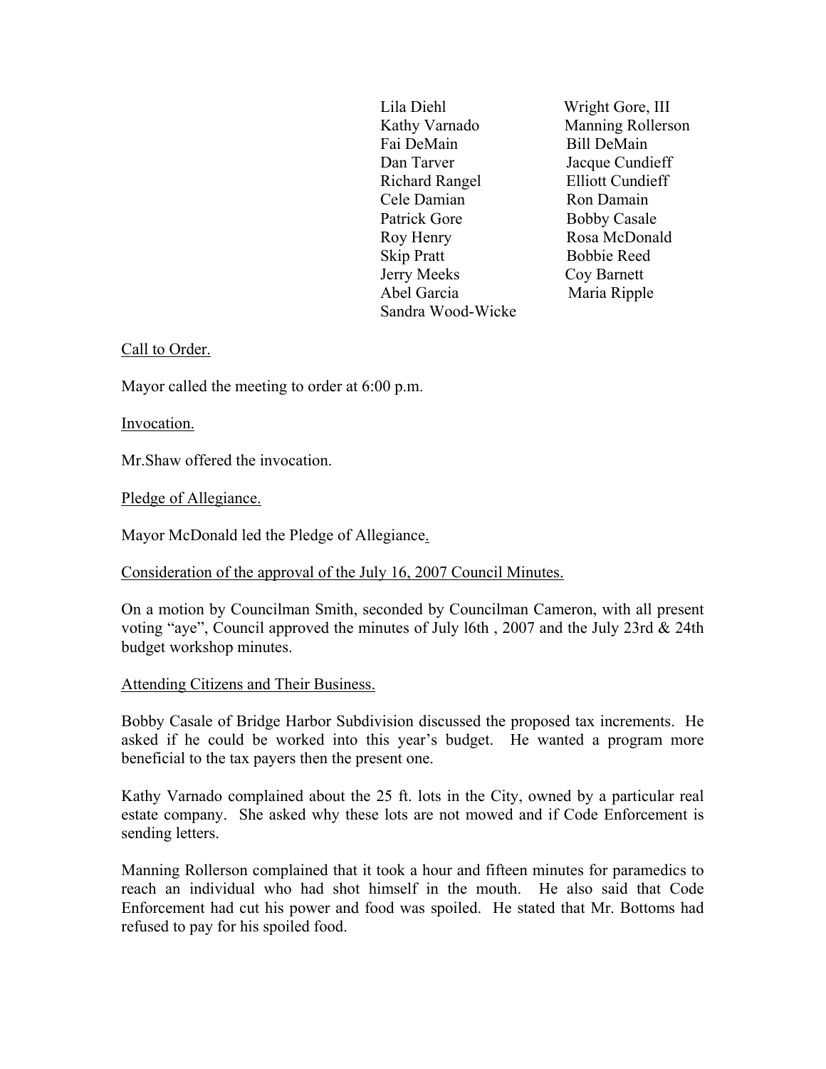Lila Diehl | Wright Gore, III
Kathy Varnado | Manning Rollerson
Fai DeMain | Bill DeMain
Dan Tarver | Jacque Cundieff
Richard Rangel | Elliott Cundieff
Cele Damian | Ron Damain
Patrick Gore | Bobby Casale
Roy Henry | Rosa McDonald
Skip Pratt | Bobbie Reed
Jerry Meeks | Coy Barnett
Abel Garcia | Maria Ripple
Sandra Wood-Wicke

Call to Order.

Mayor called the meeting to order at 6:00 p.m.

Invocation.

Mr.Shaw offered the invocation.

Pledge of Allegiance.

Mayor McDonald led the Pledge of Allegiance.

Consideration of the approval of the July 16, 2007 Council Minutes.

On a motion by Councilman Smith, seconded by Councilman Cameron, with all present voting "aye", Council approved the minutes of July l6th , 2007 and the July 23rd & 24th budget workshop minutes.

Attending Citizens and Their Business.

Bobby Casale of Bridge Harbor Subdivision discussed the proposed tax increments. He asked if he could be worked into this year's budget. He wanted a program more beneficial to the tax payers then the present one.

Kathy Varnado complained about the 25 ft. lots in the City, owned by a particular real estate company. She asked why these lots are not mowed and if Code Enforcement is sending letters.

Manning Rollerson complained that it took a hour and fifteen minutes for paramedics to reach an individual who had shot himself in the mouth. He also said that Code Enforcement had cut his power and food was spoiled. He stated that Mr. Bottoms had refused to pay for his spoiled food.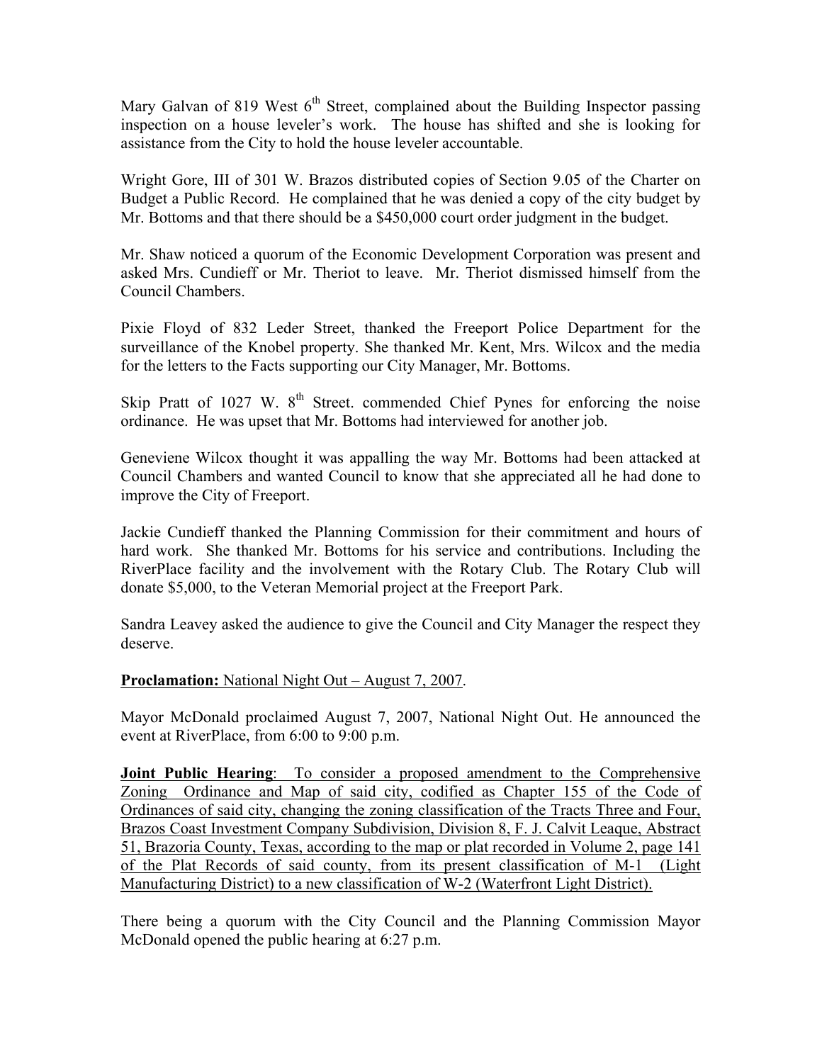Mary Galvan of 819 West 6th Street, complained about the Building Inspector passing inspection on a house leveler's work. The house has shifted and she is looking for assistance from the City to hold the house leveler accountable.

Wright Gore, III of 301 W. Brazos distributed copies of Section 9.05 of the Charter on Budget a Public Record. He complained that he was denied a copy of the city budget by Mr. Bottoms and that there should be a $450,000 court order judgment in the budget.

Mr. Shaw noticed a quorum of the Economic Development Corporation was present and asked Mrs. Cundieff or Mr. Theriot to leave. Mr. Theriot dismissed himself from the Council Chambers.

Pixie Floyd of 832 Leder Street, thanked the Freeport Police Department for the surveillance of the Knobel property. She thanked Mr. Kent, Mrs. Wilcox and the media for the letters to the Facts supporting our City Manager, Mr. Bottoms.

Skip Pratt of 1027 W. 8th Street. commended Chief Pynes for enforcing the noise ordinance. He was upset that Mr. Bottoms had interviewed for another job.

Geneviene Wilcox thought it was appalling the way Mr. Bottoms had been attacked at Council Chambers and wanted Council to know that she appreciated all he had done to improve the City of Freeport.

Jackie Cundieff thanked the Planning Commission for their commitment and hours of hard work. She thanked Mr. Bottoms for his service and contributions. Including the RiverPlace facility and the involvement with the Rotary Club. The Rotary Club will donate $5,000, to the Veteran Memorial project at the Freeport Park.

Sandra Leavey asked the audience to give the Council and City Manager the respect they deserve.

**Proclamation:** National Night Out – August 7, 2007.

Mayor McDonald proclaimed August 7, 2007, National Night Out. He announced the event at RiverPlace, from 6:00 to 9:00 p.m.

**Joint Public Hearing**: To consider a proposed amendment to the Comprehensive Zoning Ordinance and Map of said city, codified as Chapter 155 of the Code of Ordinances of said city, changing the zoning classification of the Tracts Three and Four, Brazos Coast Investment Company Subdivision, Division 8, F. J. Calvit Leaque, Abstract 51, Brazoria County, Texas, according to the map or plat recorded in Volume 2, page 141 of the Plat Records of said county, from its present classification of M-1 (Light Manufacturing District) to a new classification of W-2 (Waterfront Light District).

There being a quorum with the City Council and the Planning Commission Mayor McDonald opened the public hearing at 6:27 p.m.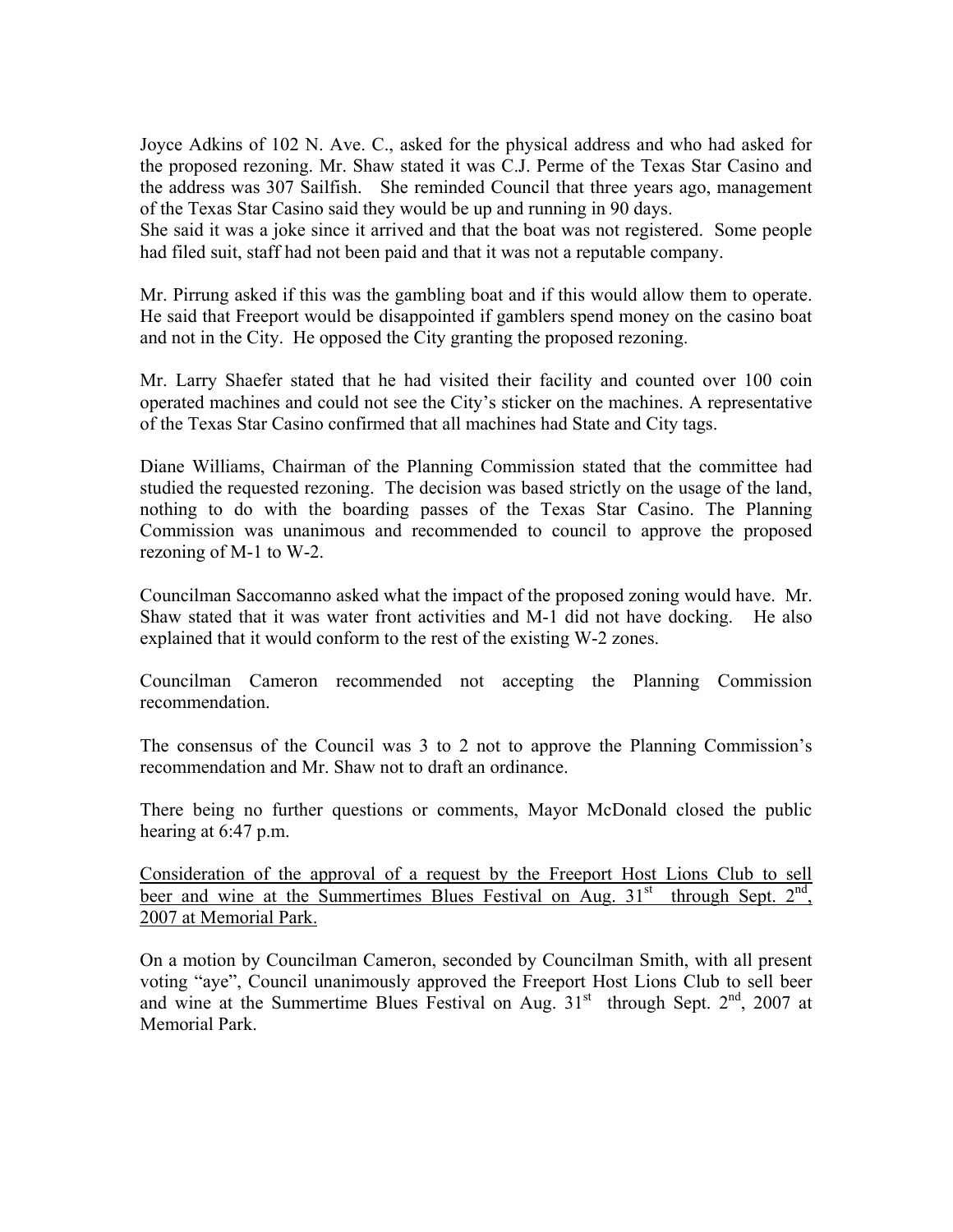Joyce Adkins of 102 N. Ave. C., asked for the physical address and who had asked for the proposed rezoning. Mr. Shaw stated it was C.J. Perme of the Texas Star Casino and the address was 307 Sailfish. She reminded Council that three years ago, management of the Texas Star Casino said they would be up and running in 90 days.
She said it was a joke since it arrived and that the boat was not registered. Some people had filed suit, staff had not been paid and that it was not a reputable company.

Mr. Pirrung asked if this was the gambling boat and if this would allow them to operate. He said that Freeport would be disappointed if gamblers spend money on the casino boat and not in the City. He opposed the City granting the proposed rezoning.

Mr. Larry Shaefer stated that he had visited their facility and counted over 100 coin operated machines and could not see the City's sticker on the machines. A representative of the Texas Star Casino confirmed that all machines had State and City tags.

Diane Williams, Chairman of the Planning Commission stated that the committee had studied the requested rezoning. The decision was based strictly on the usage of the land, nothing to do with the boarding passes of the Texas Star Casino. The Planning Commission was unanimous and recommended to council to approve the proposed rezoning of M-1 to W-2.

Councilman Saccomanno asked what the impact of the proposed zoning would have. Mr. Shaw stated that it was water front activities and M-1 did not have docking. He also explained that it would conform to the rest of the existing W-2 zones.

Councilman Cameron recommended not accepting the Planning Commission recommendation.

The consensus of the Council was 3 to 2 not to approve the Planning Commission's recommendation and Mr. Shaw not to draft an ordinance.

There being no further questions or comments, Mayor McDonald closed the public hearing at 6:47 p.m.

<u>Consideration of the approval of a request by the Freeport Host Lions Club to sell beer and wine at the Summertimes Blues Festival on Aug. 31st through Sept. 2nd, 2007 at Memorial Park.</u>

On a motion by Councilman Cameron, seconded by Councilman Smith, with all present voting "aye", Council unanimously approved the Freeport Host Lions Club to sell beer and wine at the Summertime Blues Festival on Aug. 31st through Sept. 2nd, 2007 at Memorial Park.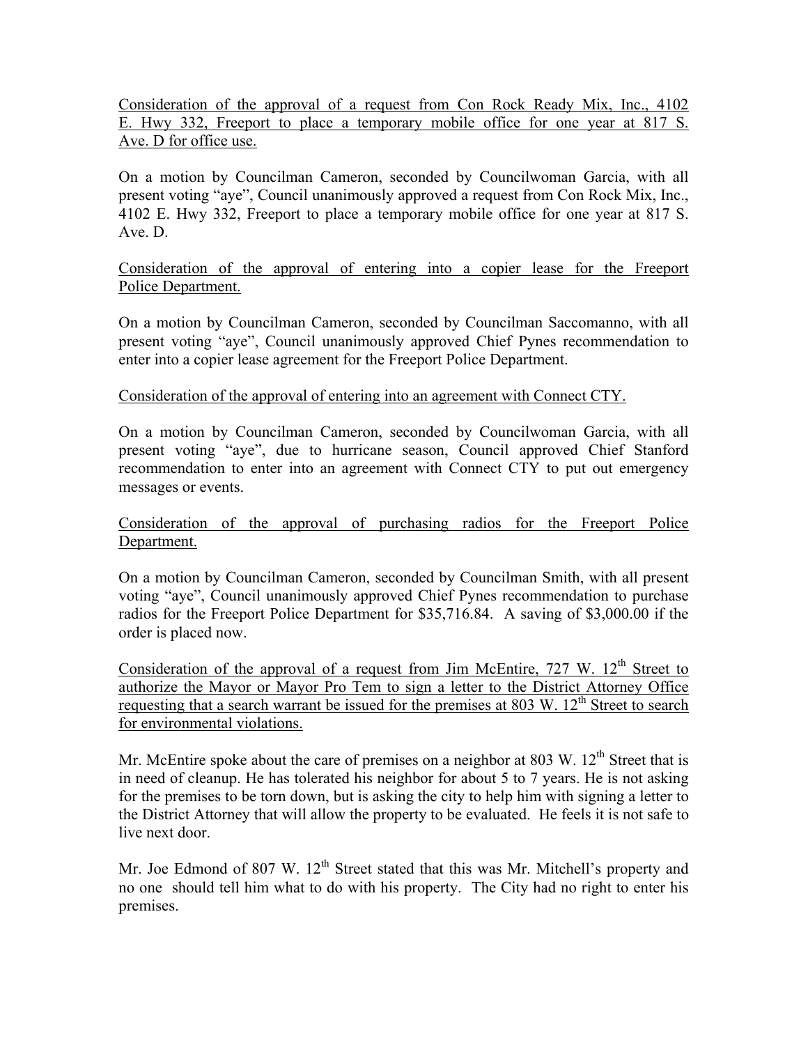Consideration of the approval of a request from Con Rock Ready Mix, Inc., 4102 E. Hwy 332, Freeport to place a temporary mobile office for one year at 817 S. Ave. D for office use.

On a motion by Councilman Cameron, seconded by Councilwoman Garcia, with all present voting "aye", Council unanimously approved a request from Con Rock Mix, Inc., 4102 E. Hwy 332, Freeport to place a temporary mobile office for one year at 817 S. Ave. D.

Consideration of the approval of entering into a copier lease for the Freeport Police Department.

On a motion by Councilman Cameron, seconded by Councilman Saccomanno, with all present voting "aye", Council unanimously approved Chief Pynes recommendation to enter into a copier lease agreement for the Freeport Police Department.

Consideration of the approval of entering into an agreement with Connect CTY.

On a motion by Councilman Cameron, seconded by Councilwoman Garcia, with all present voting "aye", due to hurricane season, Council approved Chief Stanford recommendation to enter into an agreement with Connect CTY to put out emergency messages or events.

Consideration of the approval of purchasing radios for the Freeport Police Department.

On a motion by Councilman Cameron, seconded by Councilman Smith, with all present voting "aye", Council unanimously approved Chief Pynes recommendation to purchase radios for the Freeport Police Department for $35,716.84. A saving of $3,000.00 if the order is placed now.

Consideration of the approval of a request from Jim McEntire, 727 W. 12th Street to authorize the Mayor or Mayor Pro Tem to sign a letter to the District Attorney Office requesting that a search warrant be issued for the premises at 803 W. 12th Street to search for environmental violations.

Mr. McEntire spoke about the care of premises on a neighbor at 803 W. 12th Street that is in need of cleanup. He has tolerated his neighbor for about 5 to 7 years. He is not asking for the premises to be torn down, but is asking the city to help him with signing a letter to the District Attorney that will allow the property to be evaluated. He feels it is not safe to live next door.

Mr. Joe Edmond of 807 W. 12th Street stated that this was Mr. Mitchell's property and no one should tell him what to do with his property. The City had no right to enter his premises.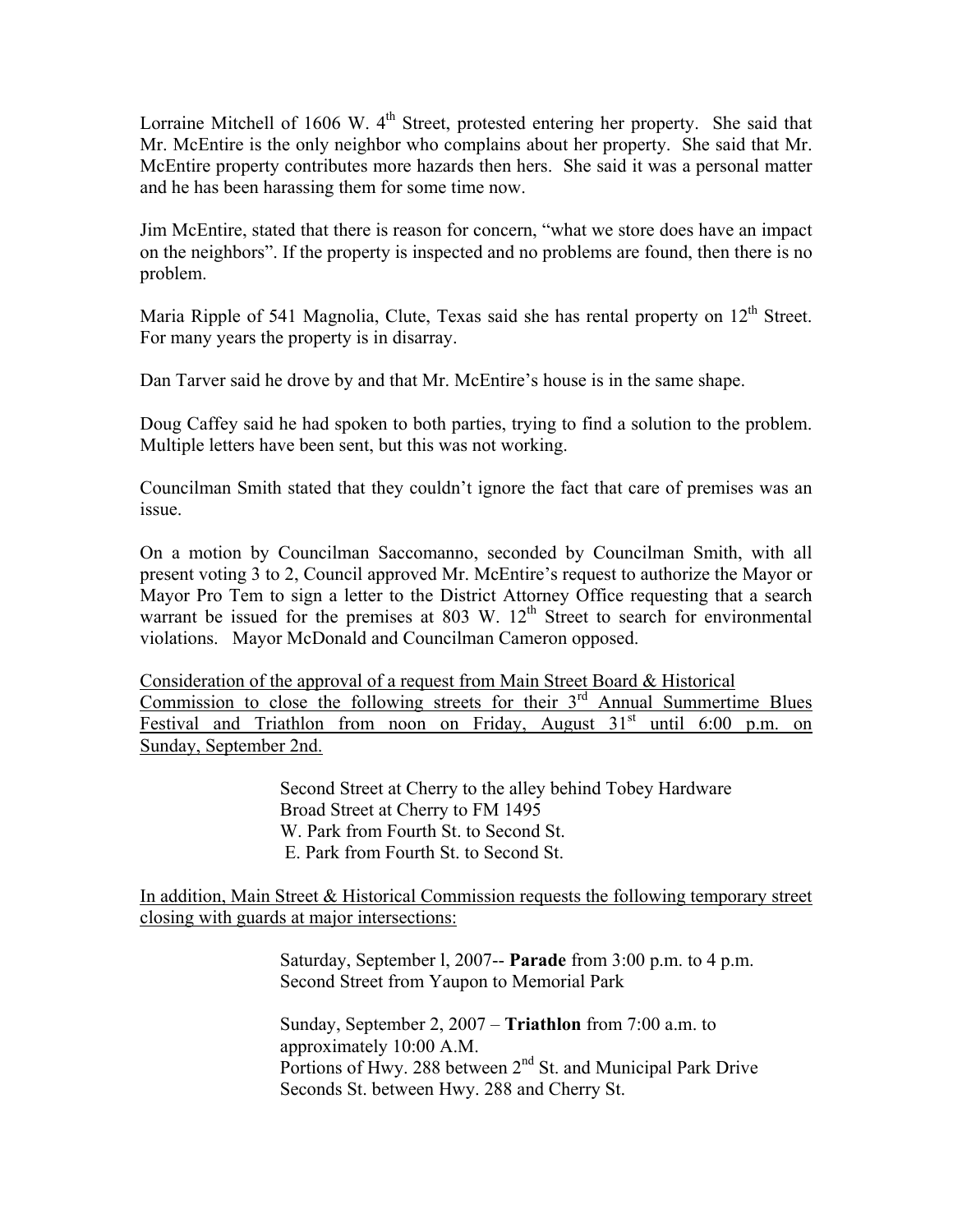Lorraine Mitchell of 1606 W. 4th Street, protested entering her property. She said that Mr. McEntire is the only neighbor who complains about her property. She said that Mr. McEntire property contributes more hazards then hers. She said it was a personal matter and he has been harassing them for some time now.

Jim McEntire, stated that there is reason for concern, "what we store does have an impact on the neighbors". If the property is inspected and no problems are found, then there is no problem.

Maria Ripple of 541 Magnolia, Clute, Texas said she has rental property on 12th Street. For many years the property is in disarray.

Dan Tarver said he drove by and that Mr. McEntire's house is in the same shape.

Doug Caffey said he had spoken to both parties, trying to find a solution to the problem. Multiple letters have been sent, but this was not working.

Councilman Smith stated that they couldn't ignore the fact that care of premises was an issue.

On a motion by Councilman Saccomanno, seconded by Councilman Smith, with all present voting 3 to 2, Council approved Mr. McEntire's request to authorize the Mayor or Mayor Pro Tem to sign a letter to the District Attorney Office requesting that a search warrant be issued for the premises at 803 W. 12th Street to search for environmental violations. Mayor McDonald and Councilman Cameron opposed.

Consideration of the approval of a request from Main Street Board & Historical Commission to close the following streets for their 3rd Annual Summertime Blues Festival and Triathlon from noon on Friday, August 31st until 6:00 p.m. on Sunday, September 2nd.

Second Street at Cherry to the alley behind Tobey Hardware
Broad Street at Cherry to FM 1495
W. Park from Fourth St. to Second St.
E. Park from Fourth St. to Second St.

In addition, Main Street & Historical Commission requests the following temporary street closing with guards at major intersections:

Saturday, September l, 2007-- **Parade** from 3:00 p.m. to 4 p.m.
Second Street from Yaupon to Memorial Park

Sunday, September 2, 2007 – **Triathlon** from 7:00 a.m. to approximately 10:00 A.M.
Portions of Hwy. 288 between 2nd St. and Municipal Park Drive
Seconds St. between Hwy. 288 and Cherry St.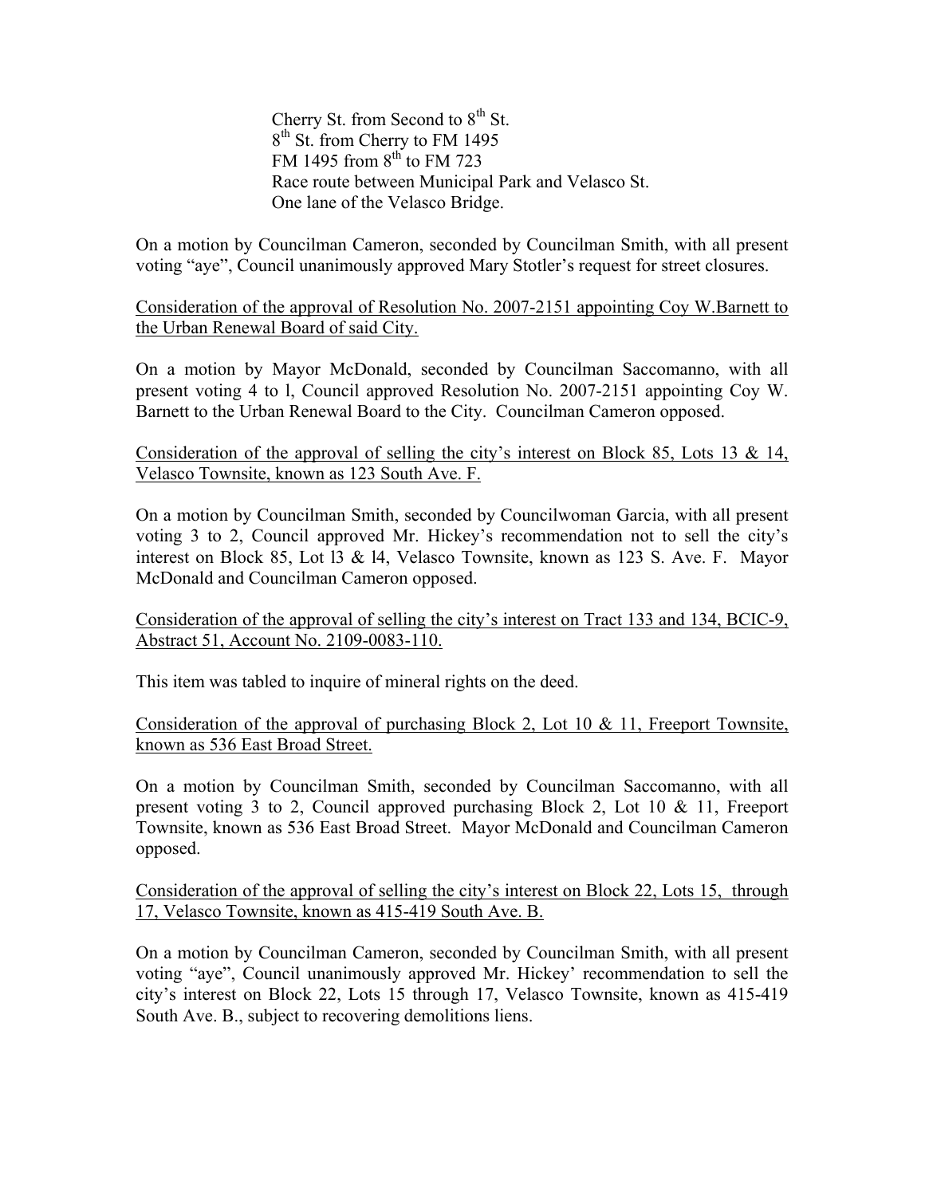Cherry St. from Second to 8th St.
8th St. from Cherry to FM 1495
FM 1495 from 8th to FM 723
Race route between Municipal Park and Velasco St.
One lane of the Velasco Bridge.

On a motion by Councilman Cameron, seconded by Councilman Smith, with all present voting "aye", Council unanimously approved Mary Stotler's request for street closures.

<u>Consideration of the approval of Resolution No. 2007-2151 appointing Coy W.Barnett to the Urban Renewal Board of said City.</u>

On a motion by Mayor McDonald, seconded by Councilman Saccomanno, with all present voting 4 to l, Council approved Resolution No. 2007-2151 appointing Coy W. Barnett to the Urban Renewal Board to the City. Councilman Cameron opposed.

<u>Consideration of the approval of selling the city's interest on Block 85, Lots 13 & 14, Velasco Townsite, known as 123 South Ave. F.</u>

On a motion by Councilman Smith, seconded by Councilwoman Garcia, with all present voting 3 to 2, Council approved Mr. Hickey's recommendation not to sell the city's interest on Block 85, Lot l3 & l4, Velasco Townsite, known as 123 S. Ave. F. Mayor McDonald and Councilman Cameron opposed.

<u>Consideration of the approval of selling the city's interest on Tract 133 and 134, BCIC-9, Abstract 51, Account No. 2109-0083-110.</u>

This item was tabled to inquire of mineral rights on the deed.

<u>Consideration of the approval of purchasing Block 2, Lot 10 & 11, Freeport Townsite, known as 536 East Broad Street.</u>

On a motion by Councilman Smith, seconded by Councilman Saccomanno, with all present voting 3 to 2, Council approved purchasing Block 2, Lot 10 & 11, Freeport Townsite, known as 536 East Broad Street. Mayor McDonald and Councilman Cameron opposed.

<u>Consideration of the approval of selling the city's interest on Block 22, Lots 15, through 17, Velasco Townsite, known as 415-419 South Ave. B.</u>

On a motion by Councilman Cameron, seconded by Councilman Smith, with all present voting "aye", Council unanimously approved Mr. Hickey' recommendation to sell the city's interest on Block 22, Lots 15 through 17, Velasco Townsite, known as 415-419 South Ave. B., subject to recovering demolitions liens.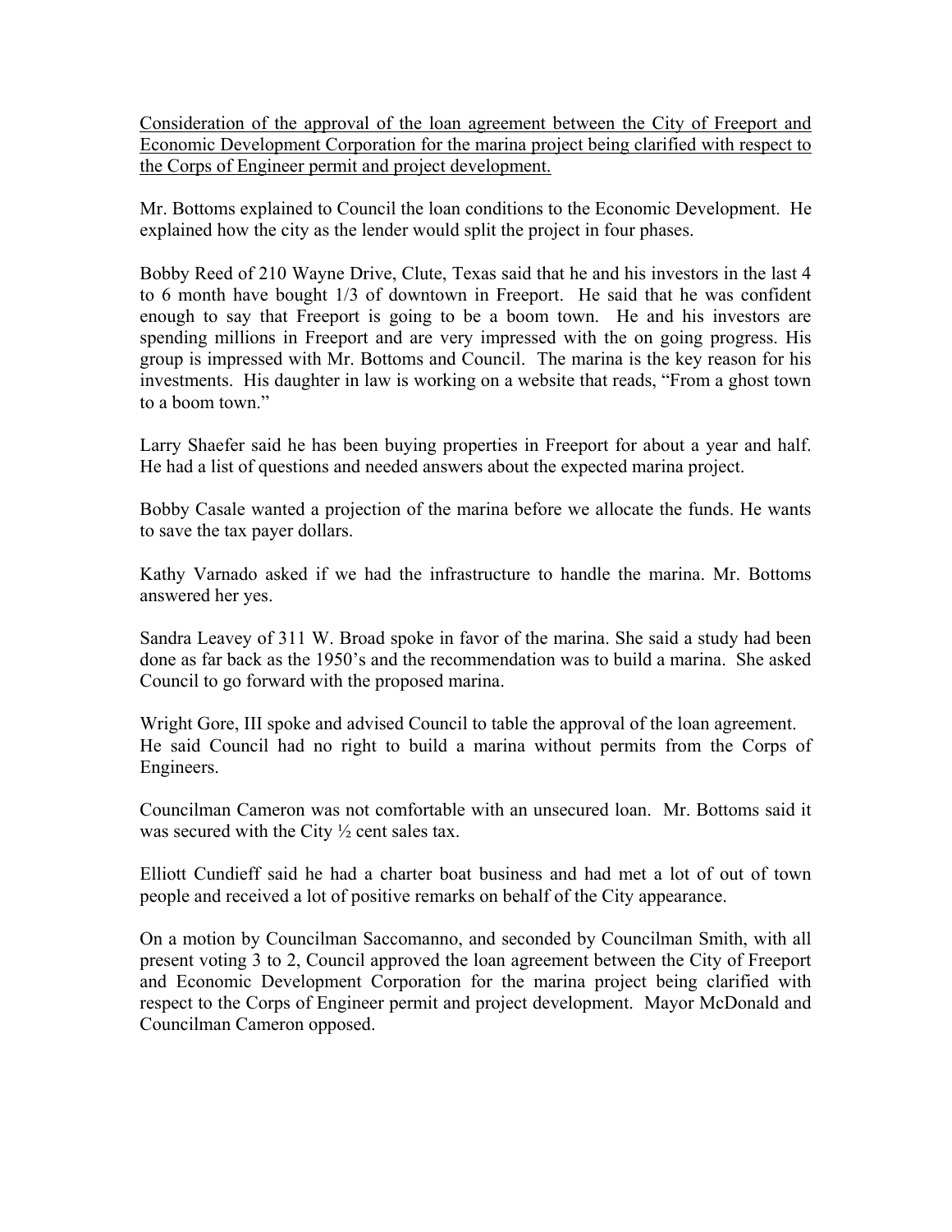<u>Consideration of the approval of the loan agreement between the City of Freeport and Economic Development Corporation for the marina project being clarified with respect to the Corps of Engineer permit and project development.</u>

Mr. Bottoms explained to Council the loan conditions to the Economic Development. He explained how the city as the lender would split the project in four phases.

Bobby Reed of 210 Wayne Drive, Clute, Texas said that he and his investors in the last 4 to 6 month have bought 1/3 of downtown in Freeport. He said that he was confident enough to say that Freeport is going to be a boom town. He and his investors are spending millions in Freeport and are very impressed with the on going progress. His group is impressed with Mr. Bottoms and Council. The marina is the key reason for his investments. His daughter in law is working on a website that reads, "From a ghost town to a boom town."

Larry Shaefer said he has been buying properties in Freeport for about a year and half. He had a list of questions and needed answers about the expected marina project.

Bobby Casale wanted a projection of the marina before we allocate the funds. He wants to save the tax payer dollars.

Kathy Varnado asked if we had the infrastructure to handle the marina. Mr. Bottoms answered her yes.

Sandra Leavey of 311 W. Broad spoke in favor of the marina. She said a study had been done as far back as the 1950's and the recommendation was to build a marina. She asked Council to go forward with the proposed marina.

Wright Gore, III spoke and advised Council to table the approval of the loan agreement. He said Council had no right to build a marina without permits from the Corps of Engineers.

Councilman Cameron was not comfortable with an unsecured loan. Mr. Bottoms said it was secured with the City ½ cent sales tax.

Elliott Cundieff said he had a charter boat business and had met a lot of out of town people and received a lot of positive remarks on behalf of the City appearance.

On a motion by Councilman Saccomanno, and seconded by Councilman Smith, with all present voting 3 to 2, Council approved the loan agreement between the City of Freeport and Economic Development Corporation for the marina project being clarified with respect to the Corps of Engineer permit and project development. Mayor McDonald and Councilman Cameron opposed.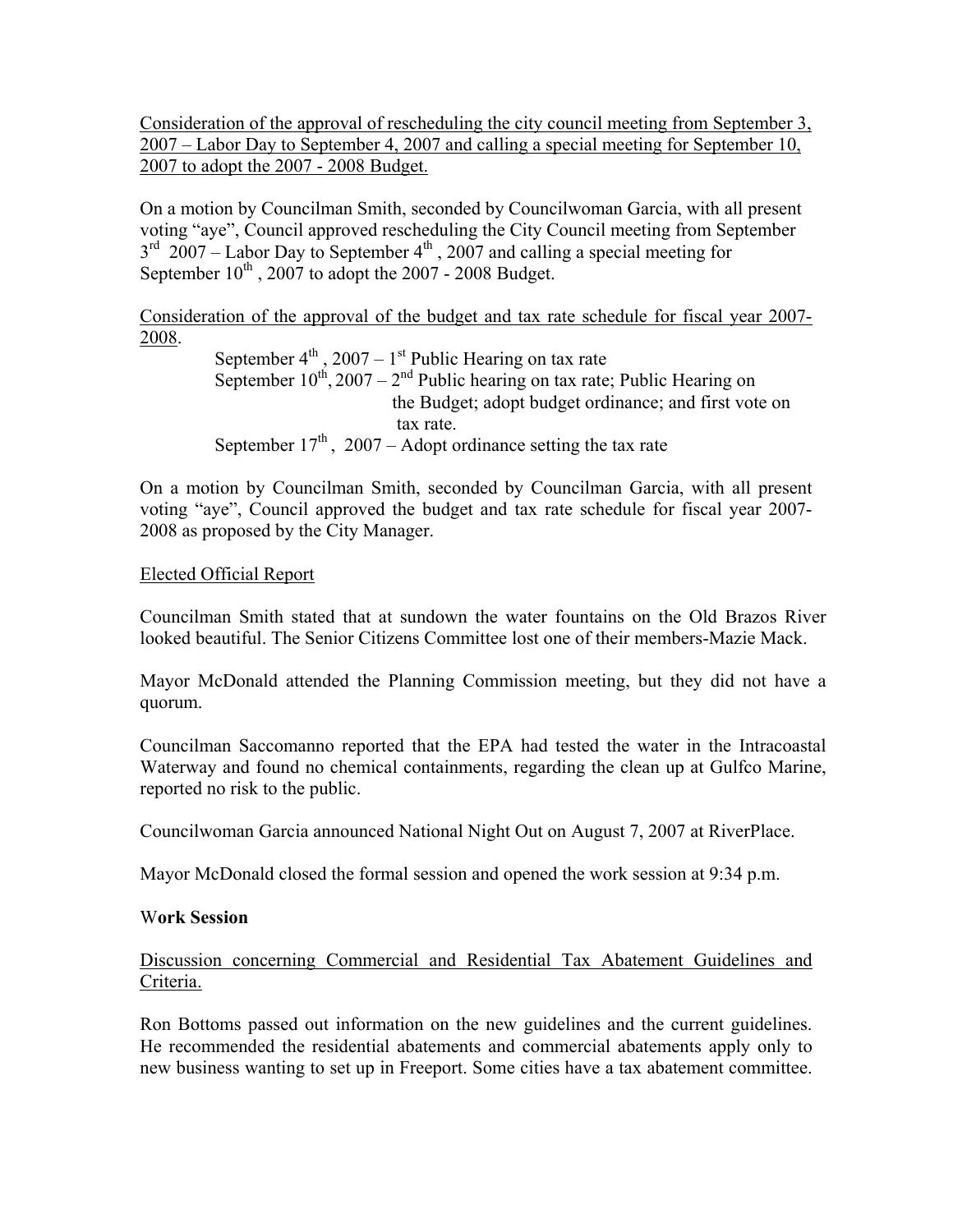Consideration of the approval of rescheduling the city council meeting from September 3, 2007 – Labor Day to September 4, 2007 and calling a special meeting for September 10, 2007 to adopt the 2007 - 2008 Budget.

On a motion by Councilman Smith, seconded by Councilwoman Garcia, with all present voting "aye", Council approved rescheduling the City Council meeting from September 3rd 2007 – Labor Day to September 4th, 2007 and calling a special meeting for September 10th, 2007 to adopt the 2007 - 2008 Budget.

Consideration of the approval of the budget and tax rate schedule for fiscal year 2007-2008.

September 4th, 2007 – 1st Public Hearing on tax rate
September 10th, 2007 – 2nd Public hearing on tax rate; Public Hearing on the Budget; adopt budget ordinance; and first vote on tax rate.
September 17th, 2007 – Adopt ordinance setting the tax rate

On a motion by Councilman Smith, seconded by Councilman Garcia, with all present voting "aye", Council approved the budget and tax rate schedule for fiscal year 2007-2008 as proposed by the City Manager.

Elected Official Report

Councilman Smith stated that at sundown the water fountains on the Old Brazos River looked beautiful. The Senior Citizens Committee lost one of their members-Mazie Mack.

Mayor McDonald attended the Planning Commission meeting, but they did not have a quorum.

Councilman Saccomanno reported that the EPA had tested the water in the Intracoastal Waterway and found no chemical containments, regarding the clean up at Gulfco Marine, reported no risk to the public.

Councilwoman Garcia announced National Night Out on August 7, 2007 at RiverPlace.

Mayor McDonald closed the formal session and opened the work session at 9:34 p.m.

**Work Session**

Discussion concerning Commercial and Residential Tax Abatement Guidelines and Criteria.

Ron Bottoms passed out information on the new guidelines and the current guidelines. He recommended the residential abatements and commercial abatements apply only to new business wanting to set up in Freeport. Some cities have a tax abatement committee.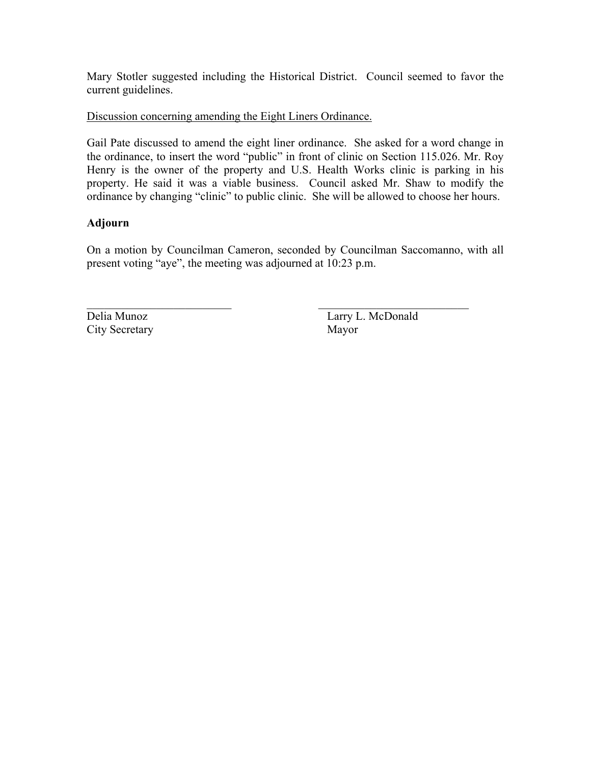Mary Stotler suggested including the Historical District. Council seemed to favor the current guidelines.

Discussion concerning amending the Eight Liners Ordinance.

Gail Pate discussed to amend the eight liner ordinance. She asked for a word change in the ordinance, to insert the word "public" in front of clinic on Section 115.026. Mr. Roy Henry is the owner of the property and U.S. Health Works clinic is parking in his property. He said it was a viable business. Council asked Mr. Shaw to modify the ordinance by changing "clinic" to public clinic. She will be allowed to choose her hours.

**Adjourn**

On a motion by Councilman Cameron, seconded by Councilman Saccomanno, with all present voting "aye", the meeting was adjourned at 10:23 p.m.

| | |
|---|---|
| ______________________ | ______________________ |
| Delia Munoz | Larry L. McDonald |
| City Secretary | Mayor |